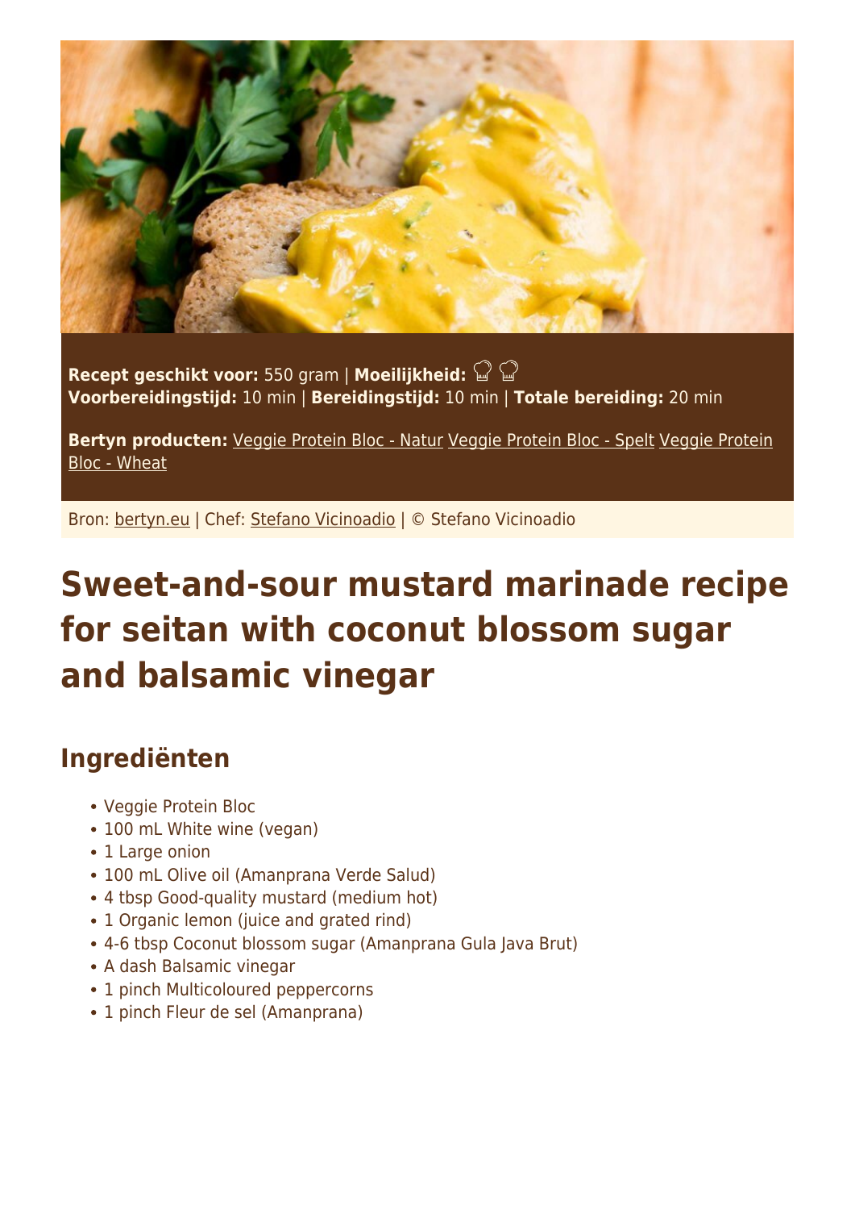**Recept geschikt voor:** 550 gram | **Moeilijkheid:** 
**Voorbereidingstijd:** 10 min | **Bereidingstijd:** 10 min | **Totale bereiding:** 20 min

**Bertyn producten:** Veggie Protein Bloc - Natur Veggie Protein Bloc - Spelt Veggie Protein Bloc - Wheat

Bron: bertyn.eu | Chef: Stefano Vicinoadio | © Stefano Vicinoadio

# Sweet-and-sour mustard marinade recipe for seitan with coconut blossom sugar and balsamic vinegar

## Ingrediënten

- Veggie Protein Bloc
- 100 mL White wine (vegan)
- 1 Large onion
- 100 mL Olive oil (Amanprana Verde Salud)
- 4 tbsp Good-quality mustard (medium hot)
- 1 Organic lemon (juice and grated rind)
- 4-6 tbsp Coconut blossom sugar (Amanprana Gula Java Brut)
- A dash Balsamic vinegar
- 1 pinch Multicoloured peppercorns
- 1 pinch Fleur de sel (Amanprana)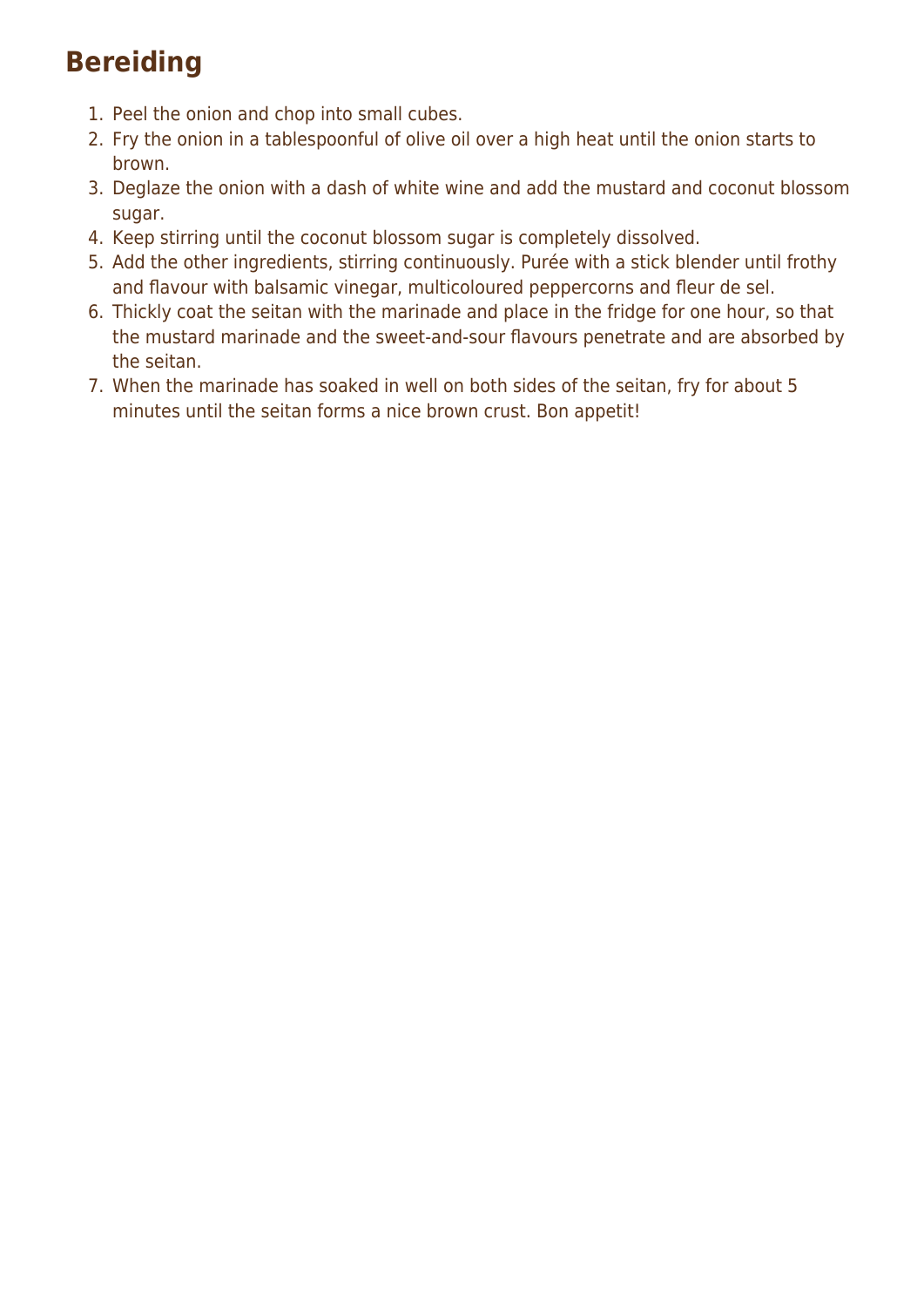## Bereiding

1. Peel the onion and chop into small cubes.
2. Fry the onion in a tablespoonful of olive oil over a high heat until the onion starts to brown.
3. Deglaze the onion with a dash of white wine and add the mustard and coconut blossom sugar.
4. Keep stirring until the coconut blossom sugar is completely dissolved.
5. Add the other ingredients, stirring continuously. Purée with a stick blender until frothy and flavour with balsamic vinegar, multicoloured peppercorns and fleur de sel.
6. Thickly coat the seitan with the marinade and place in the fridge for one hour, so that the mustard marinade and the sweet-and-sour flavours penetrate and are absorbed by the seitan.
7. When the marinade has soaked in well on both sides of the seitan, fry for about 5 minutes until the seitan forms a nice brown crust. Bon appetit!